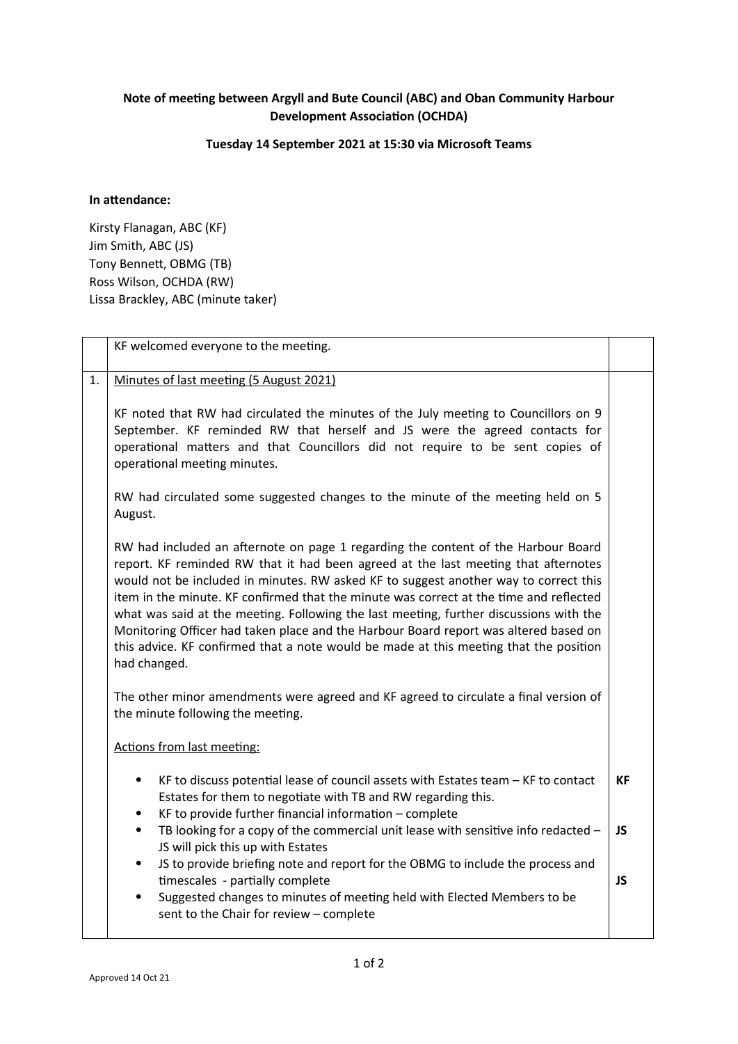**Note of meeting between Argyll and Bute Council (ABC) and Oban Community Harbour Development Association (OCHDA)**

**Tuesday 14 September 2021 at 15:30 via Microsoft Teams**

**In attendance:**

Kirsty Flanagan, ABC (KF)
Jim Smith, ABC (JS)
Tony Bennett, OBMG (TB)
Ross Wilson, OCHDA (RW)
Lissa Brackley, ABC (minute taker)

| | | |
|---|---|---|
| | KF welcomed everyone to the meeting. | |
| 1. | Minutes of last meeting (5 August 2021)<br><br>KF noted that RW had circulated the minutes of the July meeting to Councillors on 9 September. KF reminded RW that herself and JS were the agreed contacts for operational matters and that Councillors did not require to be sent copies of operational meeting minutes.<br><br>RW had circulated some suggested changes to the minute of the meeting held on 5 August.<br><br>RW had included an afternote on page 1 regarding the content of the Harbour Board report. KF reminded RW that it had been agreed at the last meeting that afternotes would not be included in minutes. RW asked KF to suggest another way to correct this item in the minute. KF confirmed that the minute was correct at the time and reflected what was said at the meeting. Following the last meeting, further discussions with the Monitoring Officer had taken place and the Harbour Board report was altered based on this advice. KF confirmed that a note would be made at this meeting that the position had changed.<br><br>The other minor amendments were agreed and KF agreed to circulate a final version of the minute following the meeting.<br><br>Actions from last meeting:<br><br>• KF to discuss potential lease of council assets with Estates team – KF to contact Estates for them to negotiate with TB and RW regarding this.<br>• KF to provide further financial information – complete<br>• TB looking for a copy of the commercial unit lease with sensitive info redacted – JS will pick this up with Estates<br>• JS to provide briefing note and report for the OBMG to include the process and timescales - partially complete<br>• Suggested changes to minutes of meeting held with Elected Members to be sent to the Chair for review – complete | **KF**<br><br>**JS**<br><br>**JS** |

Approved 14 Oct 21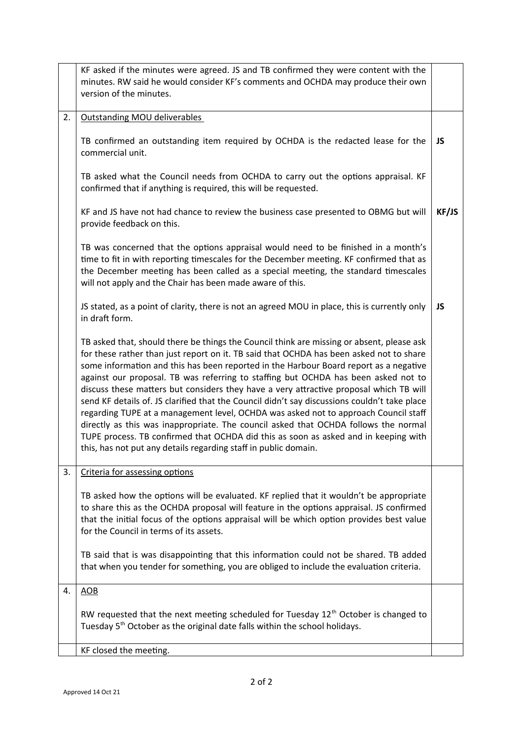| | | |
|---|---|---|
| | KF asked if the minutes were agreed. JS and TB confirmed they were content with the minutes. RW said he would consider KF's comments and OCHDA may produce their own version of the minutes. | |
| 2. | Outstanding MOU deliverables | |
| | TB confirmed an outstanding item required by OCHDA is the redacted lease for the commercial unit. | **JS** |
| | TB asked what the Council needs from OCHDA to carry out the options appraisal. KF confirmed that if anything is required, this will be requested. | |
| | KF and JS have not had chance to review the business case presented to OBMG but will provide feedback on this. | **KF/JS** |
| | TB was concerned that the options appraisal would need to be finished in a month's time to fit in with reporting timescales for the December meeting. KF confirmed that as the December meeting has been called as a special meeting, the standard timescales will not apply and the Chair has been made aware of this. | |
| | JS stated, as a point of clarity, there is not an agreed MOU in place, this is currently only in draft form. | **JS** |
| | TB asked that, should there be things the Council think are missing or absent, please ask for these rather than just report on it. TB said that OCHDA has been asked not to share some information and this has been reported in the Harbour Board report as a negative against our proposal. TB was referring to staffing but OCHDA has been asked not to discuss these matters but considers they have a very attractive proposal which TB will send KF details of. JS clarified that the Council didn't say discussions couldn't take place regarding TUPE at a management level, OCHDA was asked not to approach Council staff directly as this was inappropriate. The council asked that OCHDA follows the normal TUPE process. TB confirmed that OCHDA did this as soon as asked and in keeping with this, has not put any details regarding staff in public domain. | |
| 3. | Criteria for assessing options | |
| | TB asked how the options will be evaluated. KF replied that it wouldn't be appropriate to share this as the OCHDA proposal will feature in the options appraisal. JS confirmed that the initial focus of the options appraisal will be which option provides best value for the Council in terms of its assets. | |
| | TB said that is was disappointing that this information could not be shared. TB added that when you tender for something, you are obliged to include the evaluation criteria. | |
| 4. | AOB | |
| | RW requested that the next meeting scheduled for Tuesday 12th October is changed to Tuesday 5th October as the original date falls within the school holidays. | |
| | KF closed the meeting. | |

Approved 14 Oct 21